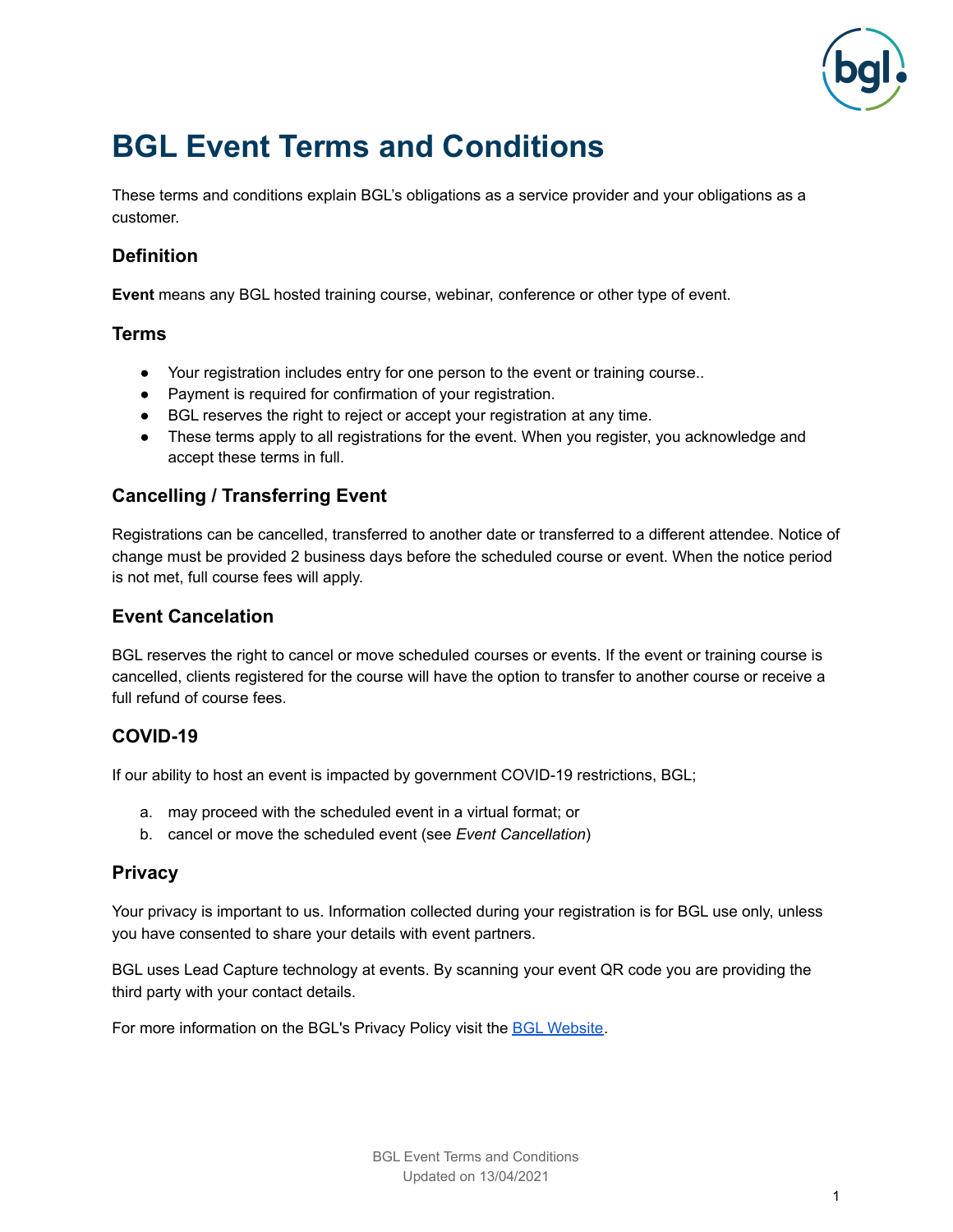# BGL Event Terms and Conditions

These terms and conditions explain BGL's obligations as a service provider and your obligations as a customer.

### Definition

**Event** means any BGL hosted training course, webinar, conference or other type of event.

### Terms

- Your registration includes entry for one person to the event or training course..
- Payment is required for confirmation of your registration.
- BGL reserves the right to reject or accept your registration at any time.
- These terms apply to all registrations for the event. When you register, you acknowledge and accept these terms in full.

### Cancelling / Transferring Event

Registrations can be cancelled, transferred to another date or transferred to a different attendee. Notice of change must be provided 2 business days before the scheduled course or event. When the notice period is not met, full course fees will apply.

### Event Cancelation

BGL reserves the right to cancel or move scheduled courses or events. If the event or training course is cancelled, clients registered for the course will have the option to transfer to another course or receive a full refund of course fees.

### COVID-19

If our ability to host an event is impacted by government COVID-19 restrictions, BGL;

a. may proceed with the scheduled event in a virtual format; or
b. cancel or move the scheduled event (see *Event Cancellation*)

### Privacy

Your privacy is important to us. Information collected during your registration is for BGL use only, unless you have consented to share your details with event partners.

BGL uses Lead Capture technology at events. By scanning your event QR code you are providing the third party with your contact details.

For more information on the BGL's Privacy Policy visit the [BGL Website](#).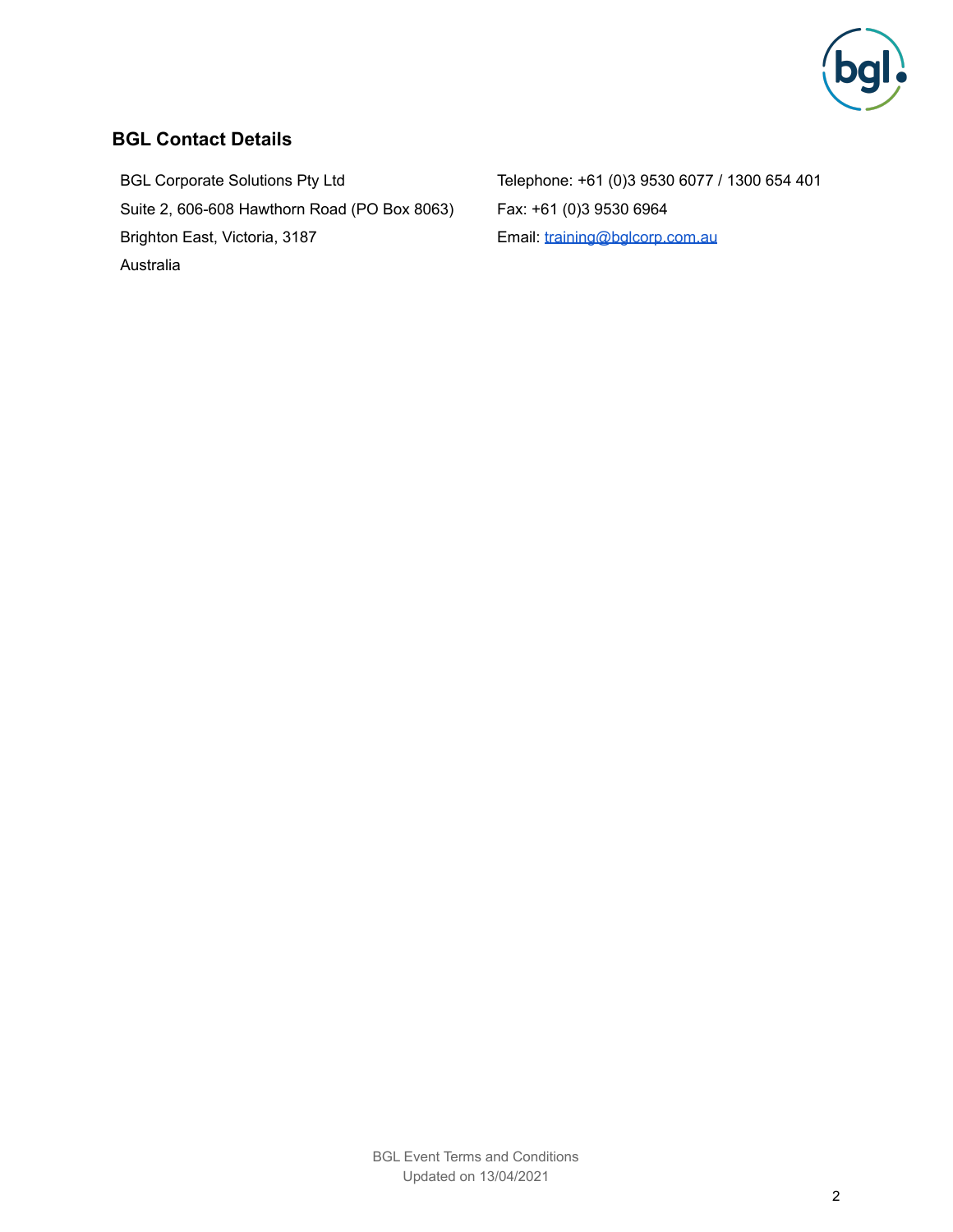## BGL Contact Details

BGL Corporate Solutions Pty Ltd
Suite 2, 606-608 Hawthorn Road (PO Box 8063)
Brighton East, Victoria, 3187
Australia

Telephone: +61 (0)3 9530 6077 / 1300 654 401
Fax: +61 (0)3 9530 6964
Email: training@bglcorp.com.au